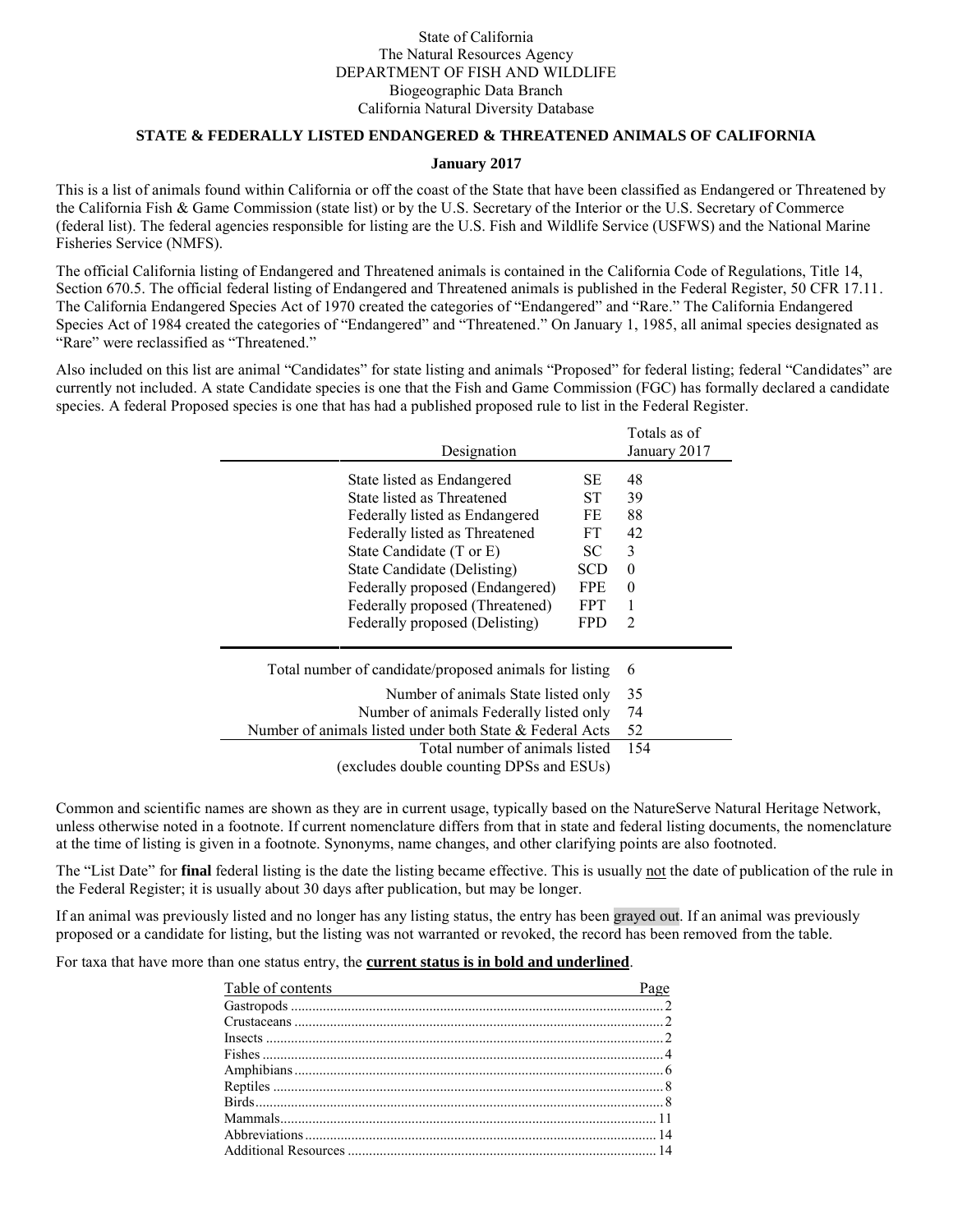State of California
The Natural Resources Agency
DEPARTMENT OF FISH AND WILDLIFE
Biogeographic Data Branch
California Natural Diversity Database

## STATE & FEDERALLY LISTED ENDANGERED & THREATENED ANIMALS OF CALIFORNIA

**January 2017**

This is a list of animals found within California or off the coast of the State that have been classified as Endangered or Threatened by the California Fish & Game Commission (state list) or by the U.S. Secretary of the Interior or the U.S. Secretary of Commerce (federal list). The federal agencies responsible for listing are the U.S. Fish and Wildlife Service (USFWS) and the National Marine Fisheries Service (NMFS).

The official California listing of Endangered and Threatened animals is contained in the California Code of Regulations, Title 14, Section 670.5. The official federal listing of Endangered and Threatened animals is published in the Federal Register, 50 CFR 17.11. The California Endangered Species Act of 1970 created the categories of "Endangered" and "Rare." The California Endangered Species Act of 1984 created the categories of "Endangered" and "Threatened." On January 1, 1985, all animal species designated as "Rare" were reclassified as "Threatened."

Also included on this list are animal "Candidates" for state listing and animals "Proposed" for federal listing; federal "Candidates" are currently not included. A state Candidate species is one that the Fish and Game Commission (FGC) has formally declared a candidate species. A federal Proposed species is one that has had a published proposed rule to list in the Federal Register.

| Designation | | Totals as of January 2017 |
|---|---|---|
| State listed as Endangered | SE | 48 |
| State listed as Threatened | ST | 39 |
| Federally listed as Endangered | FE | 88 |
| Federally listed as Threatened | FT | 42 |
| State Candidate (T or E) | SC | 3 |
| State Candidate (Delisting) | SCD | 0 |
| Federally proposed (Endangered) | FPE | 0 |
| Federally proposed (Threatened) | FPT | 1 |
| Federally proposed (Delisting) | FPD | 2 |
| Total number of candidate/proposed animals for listing | | 6 |
| Number of animals State listed only | | 35 |
| Number of animals Federally listed only | | 74 |
| Number of animals listed under both State & Federal Acts | | 52 |
| Total number of animals listed (excludes double counting DPSs and ESUs) | | 154 |

Common and scientific names are shown as they are in current usage, typically based on the NatureServe Natural Heritage Network, unless otherwise noted in a footnote. If current nomenclature differs from that in state and federal listing documents, the nomenclature at the time of listing is given in a footnote. Synonyms, name changes, and other clarifying points are also footnoted.

The "List Date" for **final** federal listing is the date the listing became effective. This is usually not the date of publication of the rule in the Federal Register; it is usually about 30 days after publication, but may be longer.

If an animal was previously listed and no longer has any listing status, the entry has been grayed out. If an animal was previously proposed or a candidate for listing, but the listing was not warranted or revoked, the record has been removed from the table.

For taxa that have more than one status entry, the **current status is in bold and underlined**.

| Table of contents | Page |
|---|---|
| Gastropods | 2 |
| Crustaceans | 2 |
| Insects | 2 |
| Fishes | 4 |
| Amphibians | 6 |
| Reptiles | 8 |
| Birds | 8 |
| Mammals | 11 |
| Abbreviations | 14 |
| Additional Resources | 14 |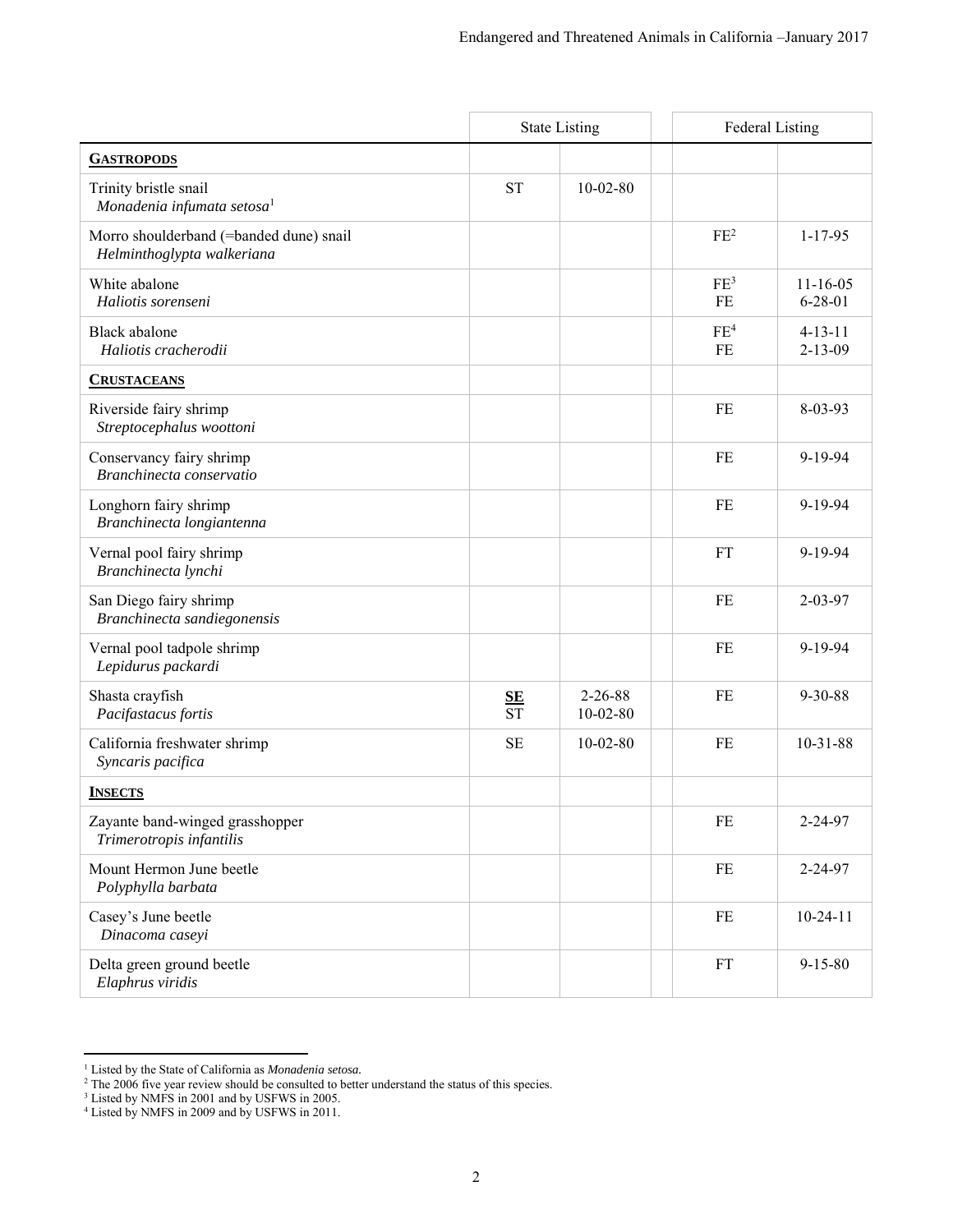| | State Listing | | | Federal Listing | |
|---|---|---|---|---|---|
| **GASTROPODS** | | | | | |
| Trinity bristle snail<br>*Monadenia infumata setosa*[1] | ST | 10-02-80 | | | |
| Morro shoulderband (=banded dune) snail<br>*Helminthoglypta walkeriana* | | | | FE[2] | 1-17-95 |
| White abalone<br>*Haliotis sorenseni* | | | | FE[3]<br>FE | 11-16-05<br>6-28-01 |
| Black abalone<br>*Haliotis cracherodii* | | | | FE[4]<br>FE | 4-13-11<br>2-13-09 |
| **CRUSTACEANS** | | | | | |
| Riverside fairy shrimp<br>*Streptocephalus woottoni* | | | | FE | 8-03-93 |
| Conservancy fairy shrimp<br>*Branchinecta conservatio* | | | | FE | 9-19-94 |
| Longhorn fairy shrimp<br>*Branchinecta longiantenna* | | | | FE | 9-19-94 |
| Vernal pool fairy shrimp<br>*Branchinecta lynchi* | | | | FT | 9-19-94 |
| San Diego fairy shrimp<br>*Branchinecta sandiegonensis* | | | | FE | 2-03-97 |
| Vernal pool tadpole shrimp<br>*Lepidurus packardi* | | | | FE | 9-19-94 |
| Shasta crayfish<br>*Pacifastacus fortis* | **SE**<br>ST | 2-26-88<br>10-02-80 | | FE | 9-30-88 |
| California freshwater shrimp<br>*Syncaris pacifica* | SE | 10-02-80 | | FE | 10-31-88 |
| **INSECTS** | | | | | |
| Zayante band-winged grasshopper<br>*Trimerotropis infantilis* | | | | FE | 2-24-97 |
| Mount Hermon June beetle<br>*Polyphylla barbata* | | | | FE | 2-24-97 |
| Casey's June beetle<br>*Dinacoma caseyi* | | | | FE | 10-24-11 |
| Delta green ground beetle<br>*Elaphrus viridis* | | | | FT | 9-15-80 |

[1] Listed by the State of California as *Monadenia setosa*.
[2] The 2006 five year review should be consulted to better understand the status of this species.
[3] Listed by NMFS in 2001 and by USFWS in 2005.
[4] Listed by NMFS in 2009 and by USFWS in 2011.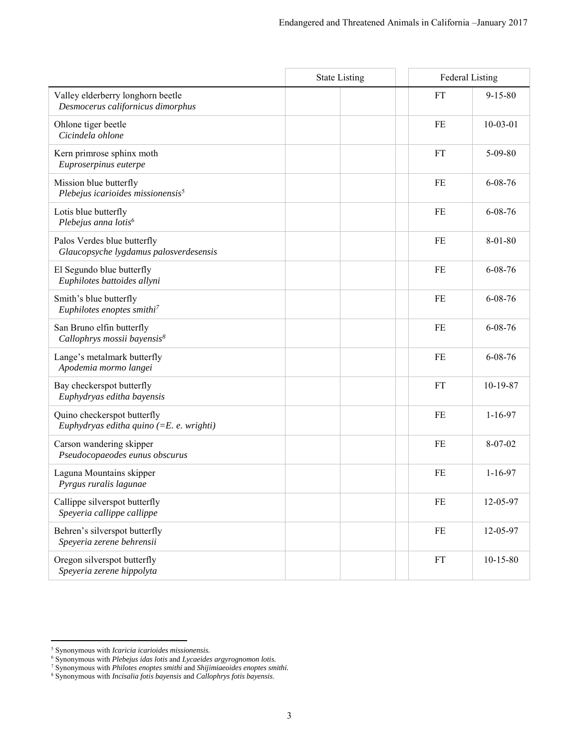| | State Listing | | | Federal Listing | |
|---|---|---|---|---|---|
| Valley elderberry longhorn beetle *Desmocerus californicus dimorphus* | | | | FT | 9-15-80 |
| Ohlone tiger beetle *Cicindela ohlone* | | | | FE | 10-03-01 |
| Kern primrose sphinx moth *Euproserpinus euterpe* | | | | FT | 5-09-80 |
| Mission blue butterfly *Plebejus icarioides missionensis*[5] | | | | FE | 6-08-76 |
| Lotis blue butterfly *Plebejus anna lotis*[6] | | | | FE | 6-08-76 |
| Palos Verdes blue butterfly *Glaucopsyche lygdamus palosverdesensis* | | | | FE | 8-01-80 |
| El Segundo blue butterfly *Euphilotes battoides allyni* | | | | FE | 6-08-76 |
| Smith's blue butterfly *Euphilotes enoptes smithi*[7] | | | | FE | 6-08-76 |
| San Bruno elfin butterfly *Callophrys mossii bayensis*[8] | | | | FE | 6-08-76 |
| Lange's metalmark butterfly *Apodemia mormo langei* | | | | FE | 6-08-76 |
| Bay checkerspot butterfly *Euphydryas editha bayensis* | | | | FT | 10-19-87 |
| Quino checkerspot butterfly *Euphydryas editha quino (=E. e. wrighti)* | | | | FE | 1-16-97 |
| Carson wandering skipper *Pseudocopaeodes eunus obscurus* | | | | FE | 8-07-02 |
| Laguna Mountains skipper *Pyrgus ruralis lagunae* | | | | FE | 1-16-97 |
| Callippe silverspot butterfly *Speyeria callippe callippe* | | | | FE | 12-05-97 |
| Behren's silverspot butterfly *Speyeria zerene behrensii* | | | | FE | 12-05-97 |
| Oregon silverspot butterfly *Speyeria zerene hippolyta* | | | | FT | 10-15-80 |

[5] Synonymous with *Icaricia icarioides missionensis.*
[6] Synonymous with *Plebejus idas lotis* and *Lycaeides argyrognomon lotis.*
[7] Synonymous with *Philotes enoptes smithi* and *Shijimiaeoides enoptes smithi.*
[8] Synonymous with *Incisalia fotis bayensis* and *Callophrys fotis bayensis*.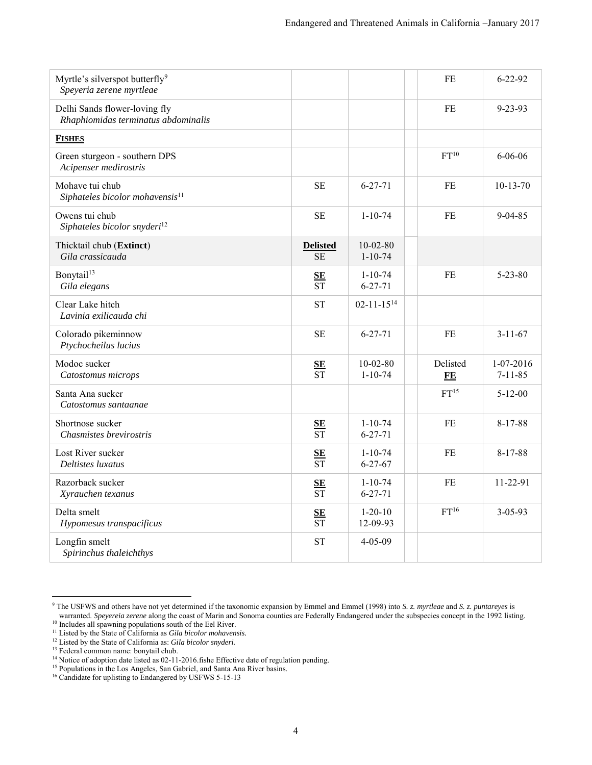| | | | | | |
|---|---|---|---|---|---|
| Myrtle's silverspot butterfly[9] *Speyeria zerene myrtleae* | | | | FE | 6-22-92 |
| Delhi Sands flower-loving fly *Rhaphiomidas terminatus abdominalis* | | | | FE | 9-23-93 |
| **FISHES** | | | | | |
| Green sturgeon - southern DPS *Acipenser medirostris* | | | | FT[10] | 6-06-06 |
| Mohave tui chub *Siphateles bicolor mohavensis*[11] | SE | 6-27-71 | | FE | 10-13-70 |
| Owens tui chub *Siphateles bicolor snyderi*[12] | SE | 1-10-74 | | FE | 9-04-85 |
| Thicktail chub (**Extinct**) *Gila crassicauda* | **Delisted** SE | 10-02-80 1-10-74 | | | |
| Bonytail[13] *Gila elegans* | **SE** ST | 1-10-74 6-27-71 | | FE | 5-23-80 |
| Clear Lake hitch *Lavinia exilicauda chi* | ST | 02-11-15[14] | | | |
| Colorado pikeminnow *Ptychocheilus lucius* | SE | 6-27-71 | | FE | 3-11-67 |
| Modoc sucker *Catostomus microps* | **SE** ST | 10-02-80 1-10-74 | | Delisted **FE** | 1-07-2016 7-11-85 |
| Santa Ana sucker *Catostomus santaanae* | | | | FT[15] | 5-12-00 |
| Shortnose sucker *Chasmistes brevirostris* | **SE** ST | 1-10-74 6-27-71 | | FE | 8-17-88 |
| Lost River sucker *Deltistes luxatus* | **SE** ST | 1-10-74 6-27-67 | | FE | 8-17-88 |
| Razorback sucker *Xyrauchen texanus* | **SE** ST | 1-10-74 6-27-71 | | FE | 11-22-91 |
| Delta smelt *Hypomesus transpacificus* | **SE** ST | 1-20-10 12-09-93 | | FT[16] | 3-05-93 |
| Longfin smelt *Spirinchus thaleichthys* | ST | 4-05-09 | | | |

[9] The USFWS and others have not yet determined if the taxonomic expansion by Emmel and Emmel (1998) into *S. z. myrtleae* and *S. z. puntareyes* is warranted. *Speyereia zerene* along the coast of Marin and Sonoma counties are Federally Endangered under the subspecies concept in the 1992 listing.

[10] Includes all spawning populations south of the Eel River.

[11] Listed by the State of California as *Gila bicolor mohavensis.*

[12] Listed by the State of California as: *Gila bicolor snyderi.*

[13] Federal common name: bonytail chub.

[14] Notice of adoption date listed as 02-11-2016.fishe Effective date of regulation pending.

[15] Populations in the Los Angeles, San Gabriel, and Santa Ana River basins.

[16] Candidate for uplisting to Endangered by USFWS 5-15-13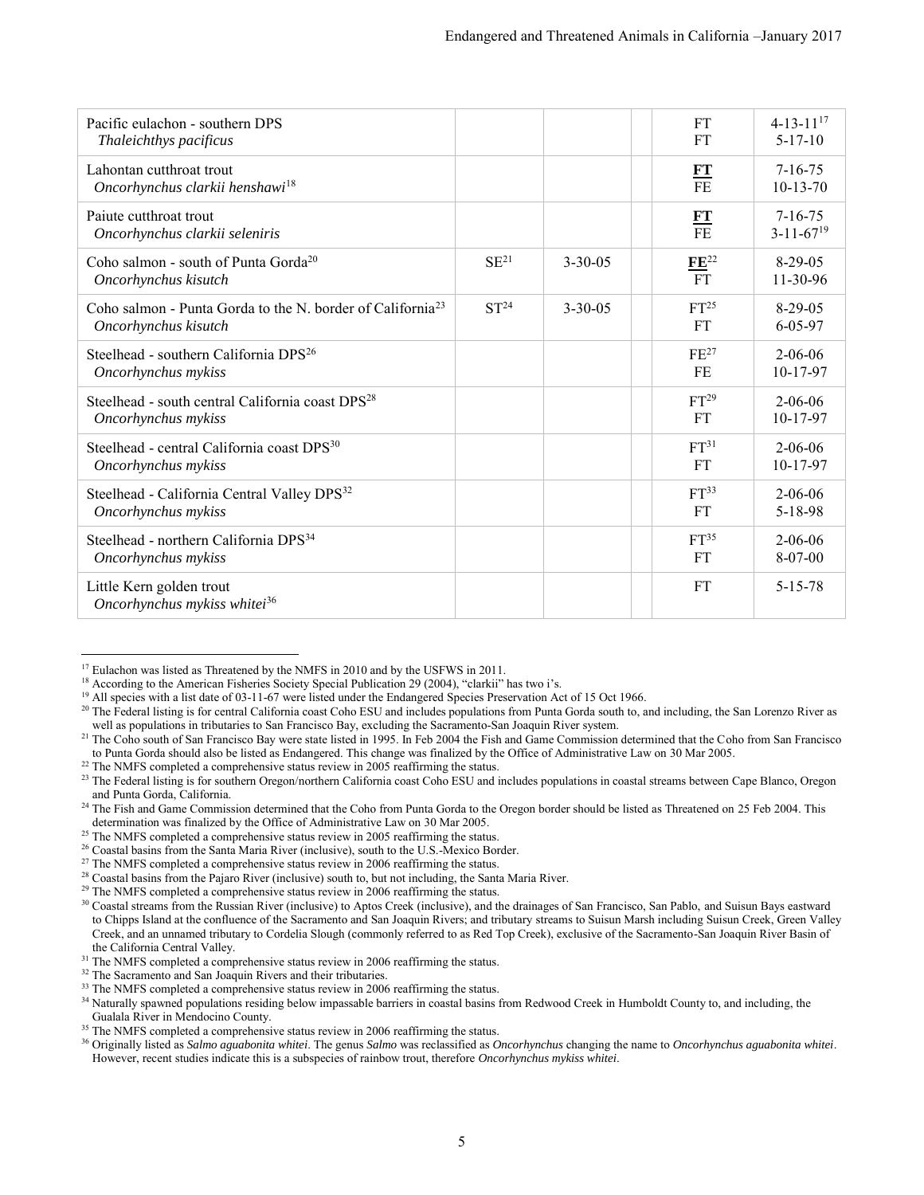| | | | | | |
|---|---|---|---|---|---|
| Pacific eulachon - southern DPS<br>*Thaleichthys pacificus* | | | | FT<br>FT | 4-13-11[17]<br>5-17-10 |
| Lahontan cutthroat trout<br>*Oncorhynchus clarkii henshawi*[18] | | | | **FT**<br>FE | 7-16-75<br>10-13-70 |
| Paiute cutthroat trout<br>*Oncorhynchus clarkii seleniris* | | | | **FT**<br>FE | 7-16-75<br>3-11-67[19] |
| Coho salmon - south of Punta Gorda[20]<br>*Oncorhynchus kisutch* | SE[21] | 3-30-05 | | **FE**[22]<br>FT | 8-29-05<br>11-30-96 |
| Coho salmon - Punta Gorda to the N. border of California[23]<br>*Oncorhynchus kisutch* | ST[24] | 3-30-05 | | FT[25]<br>FT | 8-29-05<br>6-05-97 |
| Steelhead - southern California DPS[26]<br>*Oncorhynchus mykiss* | | | | FE[27]<br>FE | 2-06-06<br>10-17-97 |
| Steelhead - south central California coast DPS[28]<br>*Oncorhynchus mykiss* | | | | FT[29]<br>FT | 2-06-06<br>10-17-97 |
| Steelhead - central California coast DPS[30]<br>*Oncorhynchus mykiss* | | | | FT[31]<br>FT | 2-06-06<br>10-17-97 |
| Steelhead - California Central Valley DPS[32]<br>*Oncorhynchus mykiss* | | | | FT[33]<br>FT | 2-06-06<br>5-18-98 |
| Steelhead - northern California DPS[34]<br>*Oncorhynchus mykiss* | | | | FT[35]<br>FT | 2-06-06<br>8-07-00 |
| Little Kern golden trout<br>*Oncorhynchus mykiss whitei*[36] | | | | FT | 5-15-78 |

[17] Eulachon was listed as Threatened by the NMFS in 2010 and by the USFWS in 2011.

[18] According to the American Fisheries Society Special Publication 29 (2004), "clarkii" has two i's.

[19] All species with a list date of 03-11-67 were listed under the Endangered Species Preservation Act of 15 Oct 1966.

[20] The Federal listing is for central California coast Coho ESU and includes populations from Punta Gorda south to, and including, the San Lorenzo River as well as populations in tributaries to San Francisco Bay, excluding the Sacramento-San Joaquin River system.

[21] The Coho south of San Francisco Bay were state listed in 1995. In Feb 2004 the Fish and Game Commission determined that the Coho from San Francisco to Punta Gorda should also be listed as Endangered. This change was finalized by the Office of Administrative Law on 30 Mar 2005.

[22] The NMFS completed a comprehensive status review in 2005 reaffirming the status.

[23] The Federal listing is for southern Oregon/northern California coast Coho ESU and includes populations in coastal streams between Cape Blanco, Oregon and Punta Gorda, California.

[24] The Fish and Game Commission determined that the Coho from Punta Gorda to the Oregon border should be listed as Threatened on 25 Feb 2004. This determination was finalized by the Office of Administrative Law on 30 Mar 2005.

[25] The NMFS completed a comprehensive status review in 2005 reaffirming the status.

[26] Coastal basins from the Santa Maria River (inclusive), south to the U.S.-Mexico Border.

[27] The NMFS completed a comprehensive status review in 2006 reaffirming the status.

[28] Coastal basins from the Pajaro River (inclusive) south to, but not including, the Santa Maria River.

[29] The NMFS completed a comprehensive status review in 2006 reaffirming the status.

[30] Coastal streams from the Russian River (inclusive) to Aptos Creek (inclusive), and the drainages of San Francisco, San Pablo, and Suisun Bays eastward to Chipps Island at the confluence of the Sacramento and San Joaquin Rivers; and tributary streams to Suisun Marsh including Suisun Creek, Green Valley Creek, and an unnamed tributary to Cordelia Slough (commonly referred to as Red Top Creek), exclusive of the Sacramento-San Joaquin River Basin of the California Central Valley.

[31] The NMFS completed a comprehensive status review in 2006 reaffirming the status.

[32] The Sacramento and San Joaquin Rivers and their tributaries.

[33] The NMFS completed a comprehensive status review in 2006 reaffirming the status.

[34] Naturally spawned populations residing below impassable barriers in coastal basins from Redwood Creek in Humboldt County to, and including, the Gualala River in Mendocino County.

[35] The NMFS completed a comprehensive status review in 2006 reaffirming the status.

[36] Originally listed as *Salmo aguabonita whitei*. The genus *Salmo* was reclassified as *Oncorhynchus* changing the name to *Oncorhynchus aguabonita whitei*. However, recent studies indicate this is a subspecies of rainbow trout, therefore *Oncorhynchus mykiss whitei*.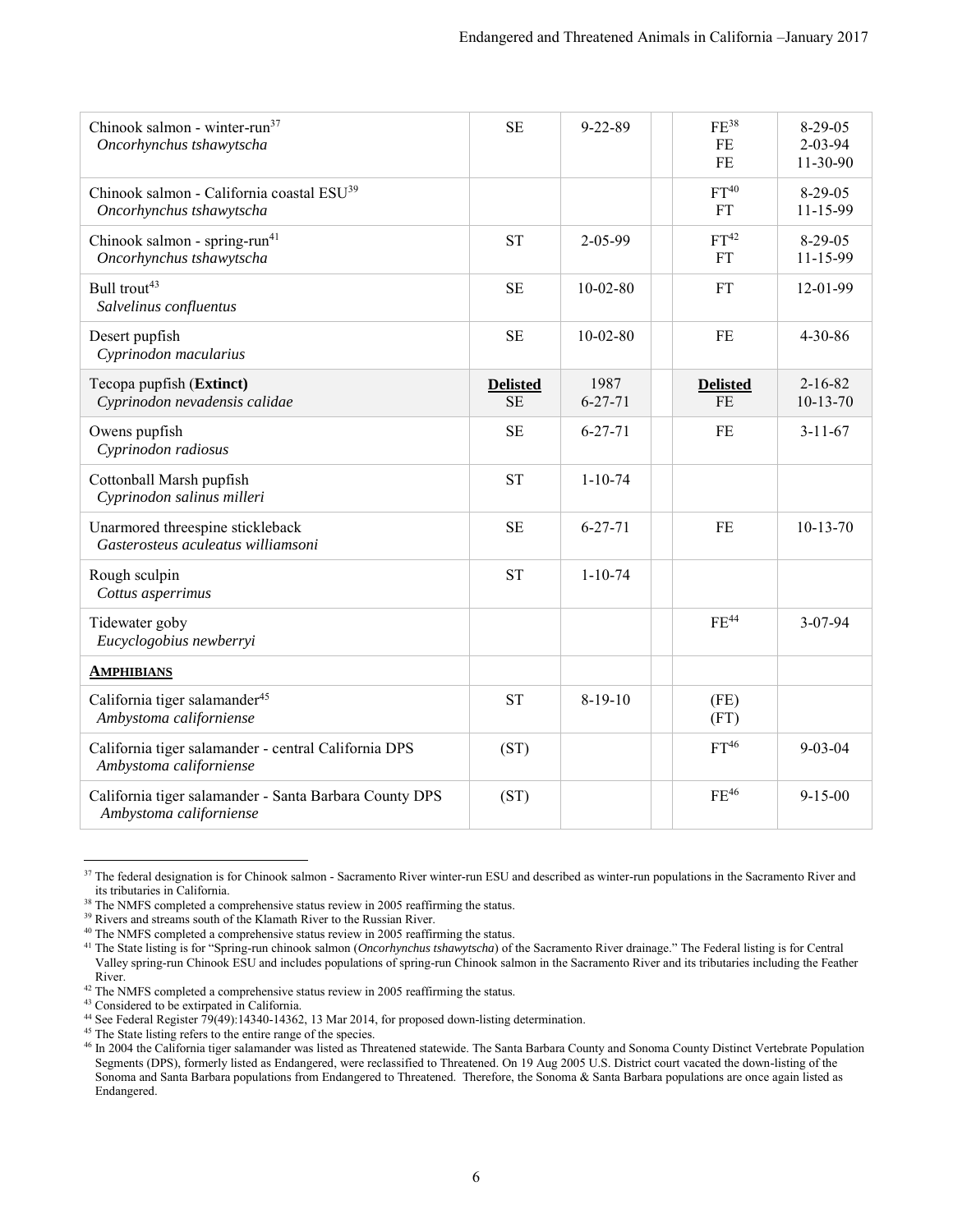| | | | | | |
|---|---|---|---|---|---|
| Chinook salmon - winter-run[37]<br>*Oncorhynchus tshawytscha* | SE | 9-22-89 | | FE[38]<br>FE<br>FE | 8-29-05<br>2-03-94<br>11-30-90 |
| Chinook salmon - California coastal ESU[39]<br>*Oncorhynchus tshawytscha* | | | | FT[40]<br>FT | 8-29-05<br>11-15-99 |
| Chinook salmon - spring-run[41]<br>*Oncorhynchus tshawytscha* | ST | 2-05-99 | | FT[42]<br>FT | 8-29-05<br>11-15-99 |
| Bull trout[43]<br>*Salvelinus confluentus* | SE | 10-02-80 | | FT | 12-01-99 |
| Desert pupfish<br>*Cyprinodon macularius* | SE | 10-02-80 | | FE | 4-30-86 |
| Tecopa pupfish (**Extinct**)<br>*Cyprinodon nevadensis calidae* | **Delisted**<br>SE | 1987<br>6-27-71 | | **Delisted**<br>FE | 2-16-82<br>10-13-70 |
| Owens pupfish<br>*Cyprinodon radiosus* | SE | 6-27-71 | | FE | 3-11-67 |
| Cottonball Marsh pupfish<br>*Cyprinodon salinus milleri* | ST | 1-10-74 | | | |
| Unarmored threespine stickleback<br>*Gasterosteus aculeatus williamsoni* | SE | 6-27-71 | | FE | 10-13-70 |
| Rough sculpin<br>*Cottus asperrimus* | ST | 1-10-74 | | | |
| Tidewater goby<br>*Eucyclogobius newberryi* | | | | FE[44] | 3-07-94 |
| **AMPHIBIANS** | | | | | |
| California tiger salamander[45]<br>*Ambystoma californiense* | ST | 8-19-10 | | (FE)<br>(FT) | |
| California tiger salamander - central California DPS<br>*Ambystoma californiense* | (ST) | | | FT[46] | 9-03-04 |
| California tiger salamander - Santa Barbara County DPS<br>*Ambystoma californiense* | (ST) | | | FE[46] | 9-15-00 |

[37] The federal designation is for Chinook salmon - Sacramento River winter-run ESU and described as winter-run populations in the Sacramento River and its tributaries in California.

[38] The NMFS completed a comprehensive status review in 2005 reaffirming the status.

[39] Rivers and streams south of the Klamath River to the Russian River.

[40] The NMFS completed a comprehensive status review in 2005 reaffirming the status.

[41] The State listing is for "Spring-run chinook salmon (*Oncorhynchus tshawytscha*) of the Sacramento River drainage." The Federal listing is for Central Valley spring-run Chinook ESU and includes populations of spring-run Chinook salmon in the Sacramento River and its tributaries including the Feather River.

[42] The NMFS completed a comprehensive status review in 2005 reaffirming the status.

[43] Considered to be extirpated in California.

[44] See Federal Register 79(49):14340-14362, 13 Mar 2014, for proposed down-listing determination.

[45] The State listing refers to the entire range of the species.

[46] In 2004 the California tiger salamander was listed as Threatened statewide. The Santa Barbara County and Sonoma County Distinct Vertebrate Population Segments (DPS), formerly listed as Endangered, were reclassified to Threatened. On 19 Aug 2005 U.S. District court vacated the down-listing of the Sonoma and Santa Barbara populations from Endangered to Threatened. Therefore, the Sonoma & Santa Barbara populations are once again listed as Endangered.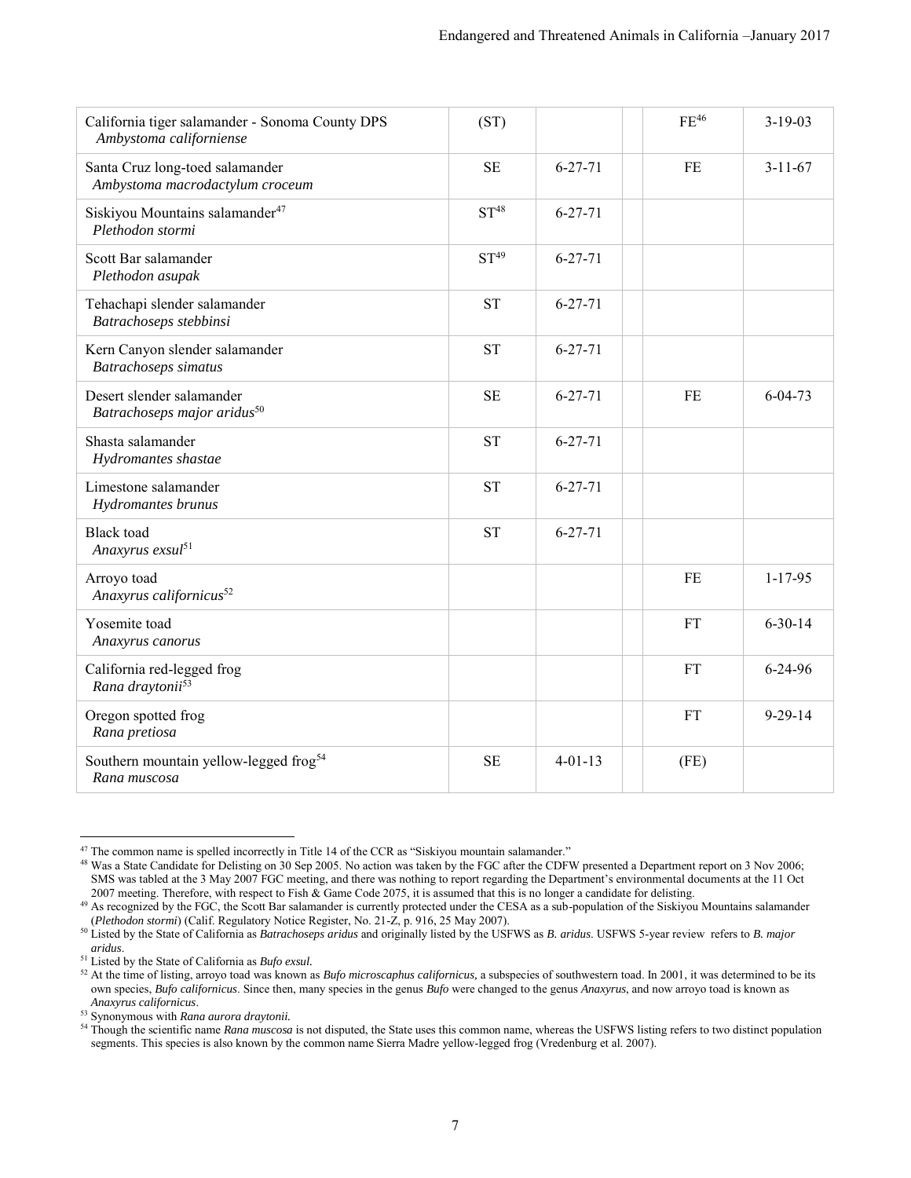| | | | | | |
|---|---|---|---|---|---|
| California tiger salamander - Sonoma County DPS *Ambystoma californiense* | (ST) | | | FE[46] | 3-19-03 |
| Santa Cruz long-toed salamander *Ambystoma macrodactylum croceum* | SE | 6-27-71 | | FE | 3-11-67 |
| Siskiyou Mountains salamander[47] *Plethodon stormi* | ST[48] | 6-27-71 | | | |
| Scott Bar salamander *Plethodon asupak* | ST[49] | 6-27-71 | | | |
| Tehachapi slender salamander *Batrachoseps stebbinsi* | ST | 6-27-71 | | | |
| Kern Canyon slender salamander *Batrachoseps simatus* | ST | 6-27-71 | | | |
| Desert slender salamander *Batrachoseps major aridus*[50] | SE | 6-27-71 | | FE | 6-04-73 |
| Shasta salamander *Hydromantes shastae* | ST | 6-27-71 | | | |
| Limestone salamander *Hydromantes brunus* | ST | 6-27-71 | | | |
| Black toad *Anaxyrus exsul*[51] | ST | 6-27-71 | | | |
| Arroyo toad *Anaxyrus californicus*[52] | | | | FE | 1-17-95 |
| Yosemite toad *Anaxyrus canorus* | | | | FT | 6-30-14 |
| California red-legged frog *Rana draytonii*[53] | | | | FT | 6-24-96 |
| Oregon spotted frog *Rana pretiosa* | | | | FT | 9-29-14 |
| Southern mountain yellow-legged frog[54] *Rana muscosa* | SE | 4-01-13 | | (FE) | |

[47] The common name is spelled incorrectly in Title 14 of the CCR as "Siskiyou mountain salamander."

[48] Was a State Candidate for Delisting on 30 Sep 2005. No action was taken by the FGC after the CDFW presented a Department report on 3 Nov 2006; SMS was tabled at the 3 May 2007 FGC meeting, and there was nothing to report regarding the Department's environmental documents at the 11 Oct 2007 meeting. Therefore, with respect to Fish & Game Code 2075, it is assumed that this is no longer a candidate for delisting.

[49] As recognized by the FGC, the Scott Bar salamander is currently protected under the CESA as a sub-population of the Siskiyou Mountains salamander (*Plethodon stormi*) (Calif. Regulatory Notice Register, No. 21-Z, p. 916, 25 May 2007).

[50] Listed by the State of California as *Batrachoseps aridus* and originally listed by the USFWS as *B. aridus*. USFWS 5-year review refers to *B. major aridus*.

[51] Listed by the State of California as *Bufo exsul*.

[52] At the time of listing, arroyo toad was known as *Bufo microscaphus californicus*, a subspecies of southwestern toad. In 2001, it was determined to be its own species, *Bufo californicus*. Since then, many species in the genus *Bufo* were changed to the genus *Anaxyrus*, and now arroyo toad is known as *Anaxyrus californicus*.

[53] Synonymous with *Rana aurora draytonii.*

[54] Though the scientific name *Rana muscosa* is not disputed, the State uses this common name, whereas the USFWS listing refers to two distinct population segments. This species is also known by the common name Sierra Madre yellow-legged frog (Vredenburg et al. 2007).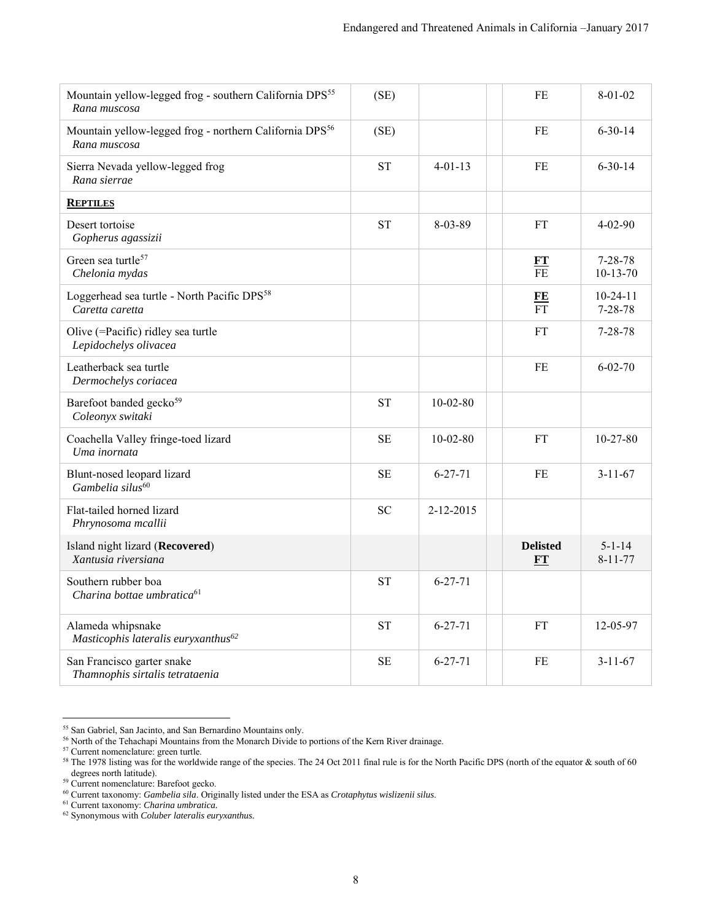| | | | | | |
|---|---|---|---|---|---|
| Mountain yellow-legged frog - southern California DPS[55] *Rana muscosa* | (SE) | | | FE | 8-01-02 |
| Mountain yellow-legged frog - northern California DPS[56] *Rana muscosa* | (SE) | | | FE | 6-30-14 |
| Sierra Nevada yellow-legged frog *Rana sierrae* | ST | 4-01-13 | | FE | 6-30-14 |
| **REPTILES** | | | | | |
| Desert tortoise *Gopherus agassizii* | ST | 8-03-89 | | FT | 4-02-90 |
| Green sea turtle[57] *Chelonia mydas* | | | | **FT** FE | 7-28-78 10-13-70 |
| Loggerhead sea turtle - North Pacific DPS[58] *Caretta caretta* | | | | **FE** FT | 10-24-11 7-28-78 |
| Olive (=Pacific) ridley sea turtle *Lepidochelys olivacea* | | | | FT | 7-28-78 |
| Leatherback sea turtle *Dermochelys coriacea* | | | | FE | 6-02-70 |
| Barefoot banded gecko[59] *Coleonyx switaki* | ST | 10-02-80 | | | |
| Coachella Valley fringe-toed lizard *Uma inornata* | SE | 10-02-80 | | FT | 10-27-80 |
| Blunt-nosed leopard lizard *Gambelia silus*[60] | SE | 6-27-71 | | FE | 3-11-67 |
| Flat-tailed horned lizard *Phrynosoma mcallii* | SC | 2-12-2015 | | | |
| Island night lizard (**Recovered**) *Xantusia riversiana* | | | | **Delisted** **FT** | 5-1-14 8-11-77 |
| Southern rubber boa *Charina bottae umbratica*[61] | ST | 6-27-71 | | | |
| Alameda whipsnake *Masticophis lateralis euryxanthus*[62] | ST | 6-27-71 | | FT | 12-05-97 |
| San Francisco garter snake *Thamnophis sirtalis tetrataenia* | SE | 6-27-71 | | FE | 3-11-67 |

[55] San Gabriel, San Jacinto, and San Bernardino Mountains only.

[56] North of the Tehachapi Mountains from the Monarch Divide to portions of the Kern River drainage.

[57] Current nomenclature: green turtle.

[58] The 1978 listing was for the worldwide range of the species. The 24 Oct 2011 final rule is for the North Pacific DPS (north of the equator & south of 60 degrees north latitude).

[59] Current nomenclature: Barefoot gecko.

[60] Current taxonomy: *Gambelia sila*. Originally listed under the ESA as *Crotaphytus wislizenii silus*.

[61] Current taxonomy: *Charina umbratica.*

[62] Synonymous with *Coluber lateralis euryxanthus.*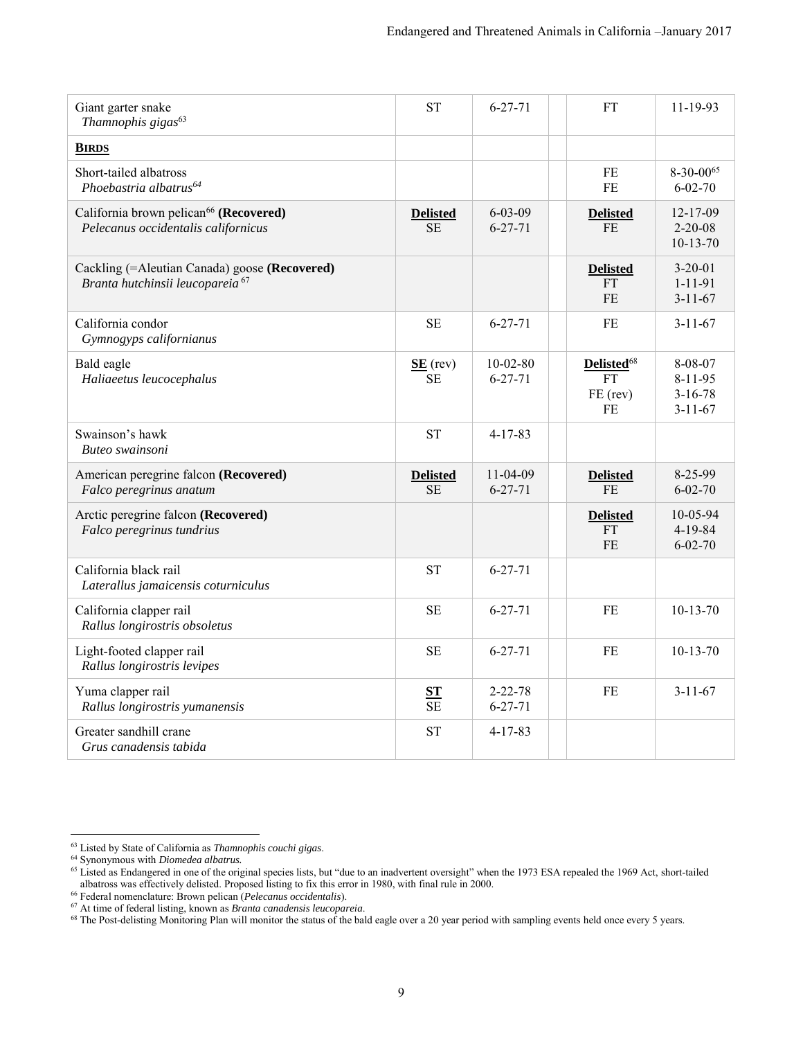| | | | | | |
|---|---|---|---|---|---|
| Giant garter snake<br>*Thamnophis gigas*[63] | ST | 6-27-71 | | FT | 11-19-93 |
| **BIRDS** | | | | | |
| Short-tailed albatross<br>*Phoebastria albatrus*[64] | | | | FE<br>FE | 8-30-00[65]<br>6-02-70 |
| California brown pelican[66] **(Recovered)**<br>*Pelecanus occidentalis californicus* | **Delisted**<br>SE | 6-03-09<br>6-27-71 | | **Delisted**<br>FE | 12-17-09<br>2-20-08<br>10-13-70 |
| Cackling (=Aleutian Canada) goose **(Recovered)**<br>*Branta hutchinsii leucopareia*[67] | | | | **Delisted**<br>FT<br>FE | 3-20-01<br>1-11-91<br>3-11-67 |
| California condor<br>*Gymnogyps californianus* | SE | 6-27-71 | | FE | 3-11-67 |
| Bald eagle<br>*Haliaeetus leucocephalus* | **SE** (rev)<br>SE | 10-02-80<br>6-27-71 | | **Delisted**[68]<br>FT<br>FE (rev)<br>FE | 8-08-07<br>8-11-95<br>3-16-78<br>3-11-67 |
| Swainson's hawk<br>*Buteo swainsoni* | ST | 4-17-83 | | | |
| American peregrine falcon **(Recovered)**<br>*Falco peregrinus anatum* | **Delisted**<br>SE | 11-04-09<br>6-27-71 | | **Delisted**<br>FE | 8-25-99<br>6-02-70 |
| Arctic peregrine falcon **(Recovered)**<br>*Falco peregrinus tundrius* | | | | **Delisted**<br>FT<br>FE | 10-05-94<br>4-19-84<br>6-02-70 |
| California black rail<br>*Laterallus jamaicensis coturniculus* | ST | 6-27-71 | | | |
| California clapper rail<br>*Rallus longirostris obsoletus* | SE | 6-27-71 | | FE | 10-13-70 |
| Light-footed clapper rail<br>*Rallus longirostris levipes* | SE | 6-27-71 | | FE | 10-13-70 |
| Yuma clapper rail<br>*Rallus longirostris yumanensis* | **ST**<br>SE | 2-22-78<br>6-27-71 | | FE | 3-11-67 |
| Greater sandhill crane<br>*Grus canadensis tabida* | ST | 4-17-83 | | | |

[63] Listed by State of California as *Thamnophis couchi gigas*.
[64] Synonymous with *Diomedea albatrus.*
[65] Listed as Endangered in one of the original species lists, but "due to an inadvertent oversight" when the 1973 ESA repealed the 1969 Act, short-tailed albatross was effectively delisted. Proposed listing to fix this error in 1980, with final rule in 2000.
[66] Federal nomenclature: Brown pelican (*Pelecanus occidentalis*).
[67] At time of federal listing, known as *Branta canadensis leucopareia*.
[68] The Post-delisting Monitoring Plan will monitor the status of the bald eagle over a 20 year period with sampling events held once every 5 years.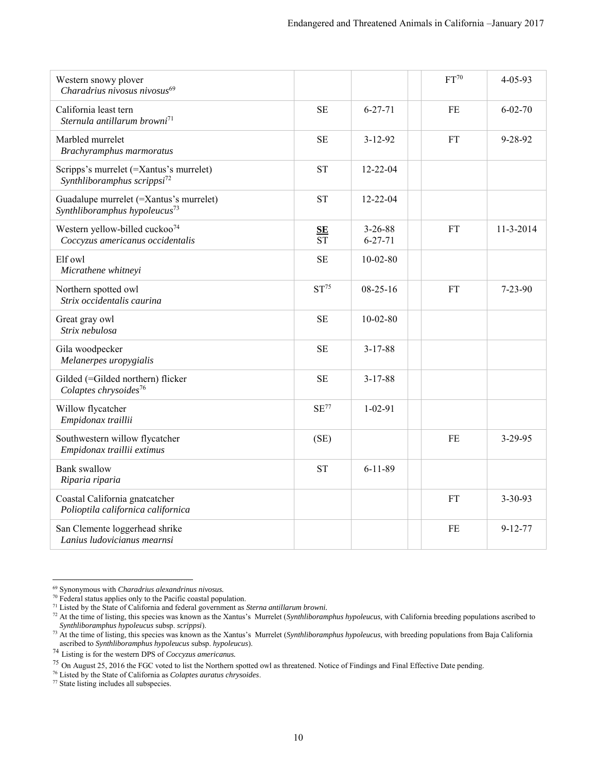| | | | | | |
|---|---|---|---|---|---|
| Western snowy plover *Charadrius nivosus nivosus*[69] | | | | FT[70] | 4-05-93 |
| California least tern *Sternula antillarum browni*[71] | SE | 6-27-71 | | FE | 6-02-70 |
| Marbled murrelet *Brachyramphus marmoratus* | SE | 3-12-92 | | FT | 9-28-92 |
| Scripps's murrelet (=Xantus's murrelet) *Synthliboramphus scrippsi*[72] | ST | 12-22-04 | | | |
| Guadalupe murrelet (=Xantus's murrelet) *Synthliboramphus hypoleucus*[73] | ST | 12-22-04 | | | |
| Western yellow-billed cuckoo[74] *Coccyzus americanus occidentalis* | **SE** ST | 3-26-88 6-27-71 | | FT | 11-3-2014 |
| Elf owl *Micrathene whitneyi* | SE | 10-02-80 | | | |
| Northern spotted owl *Strix occidentalis caurina* | ST[75] | 08-25-16 | | FT | 7-23-90 |
| Great gray owl *Strix nebulosa* | SE | 10-02-80 | | | |
| Gila woodpecker *Melanerpes uropygialis* | SE | 3-17-88 | | | |
| Gilded (=Gilded northern) flicker *Colaptes chrysoides*[76] | SE | 3-17-88 | | | |
| Willow flycatcher *Empidonax traillii* | SE[77] | 1-02-91 | | | |
| Southwestern willow flycatcher *Empidonax traillii extimus* | (SE) | | | FE | 3-29-95 |
| Bank swallow *Riparia riparia* | ST | 6-11-89 | | | |
| Coastal California gnatcatcher *Polioptila californica californica* | | | | FT | 3-30-93 |
| San Clemente loggerhead shrike *Lanius ludovicianus mearnsi* | | | | FE | 9-12-77 |

[69] Synonymous with *Charadrius alexandrinus nivosus.*

[70] Federal status applies only to the Pacific coastal population.

[71] Listed by the State of California and federal government as *Sterna antillarum browni.*

[72] At the time of listing, this species was known as the Xantus's Murrelet (*Synthliboramphus hypoleucus*, with California breeding populations ascribed to *Synthliboramphus hypoleucus* subsp. *scrippsi*).

[73] At the time of listing, this species was known as the Xantus's Murrelet (*Synthliboramphus hypoleucus*, with breeding populations from Baja California ascribed to *Synthliboramphus hypoleucus* subsp. *hypoleucus*).

[74] Listing is for the western DPS of *Coccyzus americanus.*

[75] On August 25, 2016 the FGC voted to list the Northern spotted owl as threatened. Notice of Findings and Final Effective Date pending.

[76] Listed by the State of California as *Colaptes auratus chrysoides*.

[77] State listing includes all subspecies.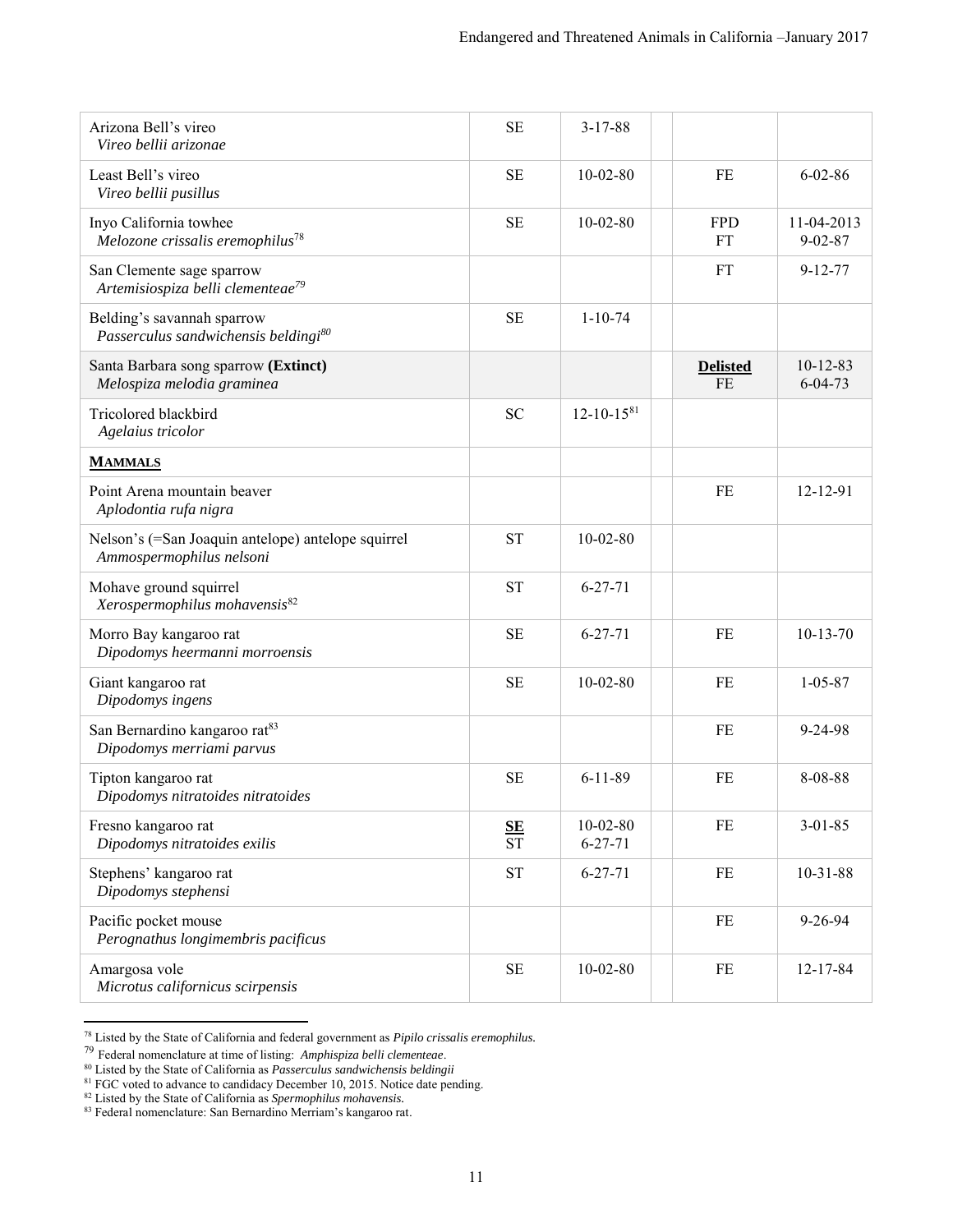| | | | | | |
|---|---|---|---|---|---|
| Arizona Bell's vireo *Vireo bellii arizonae* | SE | 3-17-88 | | | |
| Least Bell's vireo *Vireo bellii pusillus* | SE | 10-02-80 | | FE | 6-02-86 |
| Inyo California towhee *Melozone crissalis eremophilus*[78] | SE | 10-02-80 | | FPD FT | 11-04-2013 9-02-87 |
| San Clemente sage sparrow *Artemisiospiza belli clementeae*[79] | | | | FT | 9-12-77 |
| Belding's savannah sparrow *Passerculus sandwichensis beldingi*[80] | SE | 1-10-74 | | | |
| Santa Barbara song sparrow **(Extinct)** *Melospiza melodia graminea* | | | | **Delisted** FE | 10-12-83 6-04-73 |
| Tricolored blackbird *Agelaius tricolor* | SC | 12-10-15[81] | | | |
| **MAMMALS** | | | | | |
| Point Arena mountain beaver *Aplodontia rufa nigra* | | | | FE | 12-12-91 |
| Nelson's (=San Joaquin antelope) antelope squirrel *Ammospermophilus nelsoni* | ST | 10-02-80 | | | |
| Mohave ground squirrel *Xerospermophilus mohavensis*[82] | ST | 6-27-71 | | | |
| Morro Bay kangaroo rat *Dipodomys heermanni morroensis* | SE | 6-27-71 | | FE | 10-13-70 |
| Giant kangaroo rat *Dipodomys ingens* | SE | 10-02-80 | | FE | 1-05-87 |
| San Bernardino kangaroo rat[83] *Dipodomys merriami parvus* | | | | FE | 9-24-98 |
| Tipton kangaroo rat *Dipodomys nitratoides nitratoides* | SE | 6-11-89 | | FE | 8-08-88 |
| Fresno kangaroo rat *Dipodomys nitratoides exilis* | **SE** ST | 10-02-80 6-27-71 | | FE | 3-01-85 |
| Stephens' kangaroo rat *Dipodomys stephensi* | ST | 6-27-71 | | FE | 10-31-88 |
| Pacific pocket mouse *Perognathus longimembris pacificus* | | | | FE | 9-26-94 |
| Amargosa vole *Microtus californicus scirpensis* | SE | 10-02-80 | | FE | 12-17-84 |

[78] Listed by the State of California and federal government as *Pipilo crissalis eremophilus.*

[79] Federal nomenclature at time of listing: *Amphispiza belli clementeae*.

[80] Listed by the State of California as *Passerculus sandwichensis beldingii*

[81] FGC voted to advance to candidacy December 10, 2015. Notice date pending.

[82] Listed by the State of California as *Spermophilus mohavensis.*

[83] Federal nomenclature: San Bernardino Merriam's kangaroo rat.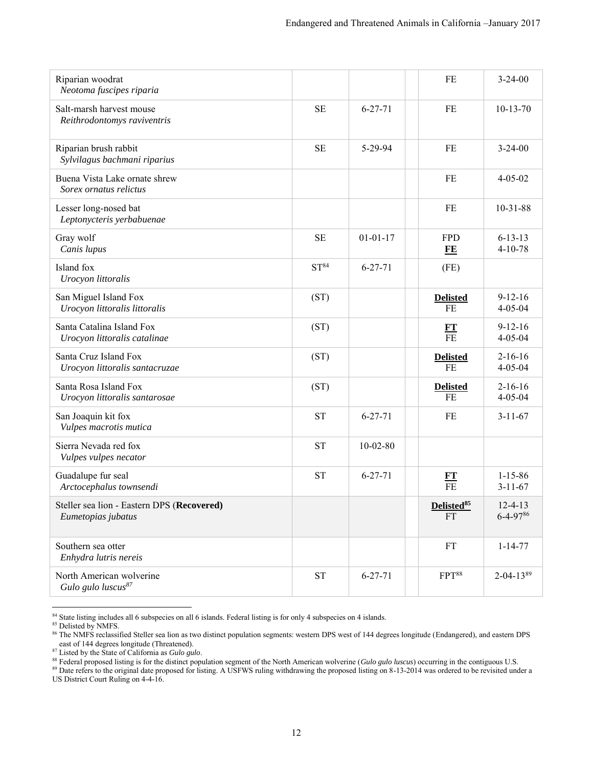| | | | | | |
|---|---|---|---|---|---|
| Riparian woodrat *Neotoma fuscipes riparia* | | | | FE | 3-24-00 |
| Salt-marsh harvest mouse *Reithrodontomys raviventris* | SE | 6-27-71 | | FE | 10-13-70 |
| Riparian brush rabbit *Sylvilagus bachmani riparius* | SE | 5-29-94 | | FE | 3-24-00 |
| Buena Vista Lake ornate shrew *Sorex ornatus relictus* | | | | FE | 4-05-02 |
| Lesser long-nosed bat *Leptonycteris yerbabuenae* | | | | FE | 10-31-88 |
| Gray wolf *Canis lupus* | SE | 01-01-17 | | FPD **FE** | 6-13-13 4-10-78 |
| Island fox *Urocyon littoralis* | ST[84] | 6-27-71 | | (FE) | |
| San Miguel Island Fox *Urocyon littoralis littoralis* | (ST) | | | **Delisted** FE | 9-12-16 4-05-04 |
| Santa Catalina Island Fox *Urocyon littoralis catalinae* | (ST) | | | **FT** FE | 9-12-16 4-05-04 |
| Santa Cruz Island Fox *Urocyon littoralis santacruzae* | (ST) | | | **Delisted** FE | 2-16-16 4-05-04 |
| Santa Rosa Island Fox *Urocyon littoralis santarosae* | (ST) | | | **Delisted** FE | 2-16-16 4-05-04 |
| San Joaquin kit fox *Vulpes macrotis mutica* | ST | 6-27-71 | | FE | 3-11-67 |
| Sierra Nevada red fox *Vulpes vulpes necator* | ST | 10-02-80 | | | |
| Guadalupe fur seal *Arctocephalus townsendi* | ST | 6-27-71 | | **FT** FE | 1-15-86 3-11-67 |
| Steller sea lion - Eastern DPS (**Recovered**) *Eumetopias jubatus* | | | | **Delisted[85]** FT | 12-4-13 6-4-97[86] |
| Southern sea otter *Enhydra lutris nereis* | | | | FT | 1-14-77 |
| North American wolverine *Gulo gulo luscus[87]* | ST | 6-27-71 | | FPT[88] | 2-04-13[89] |

[84] State listing includes all 6 subspecies on all 6 islands. Federal listing is for only 4 subspecies on 4 islands.

[85] Delisted by NMFS.

[86] The NMFS reclassified Steller sea lion as two distinct population segments: western DPS west of 144 degrees longitude (Endangered), and eastern DPS east of 144 degrees longitude (Threatened).

[87] Listed by the State of California as *Gulo gulo*.

[88] Federal proposed listing is for the distinct population segment of the North American wolverine (*Gulo gulo luscus*) occurring in the contiguous U.S.

[89] Date refers to the original date proposed for listing. A USFWS ruling withdrawing the proposed listing on 8-13-2014 was ordered to be revisited under a US District Court Ruling on 4-4-16.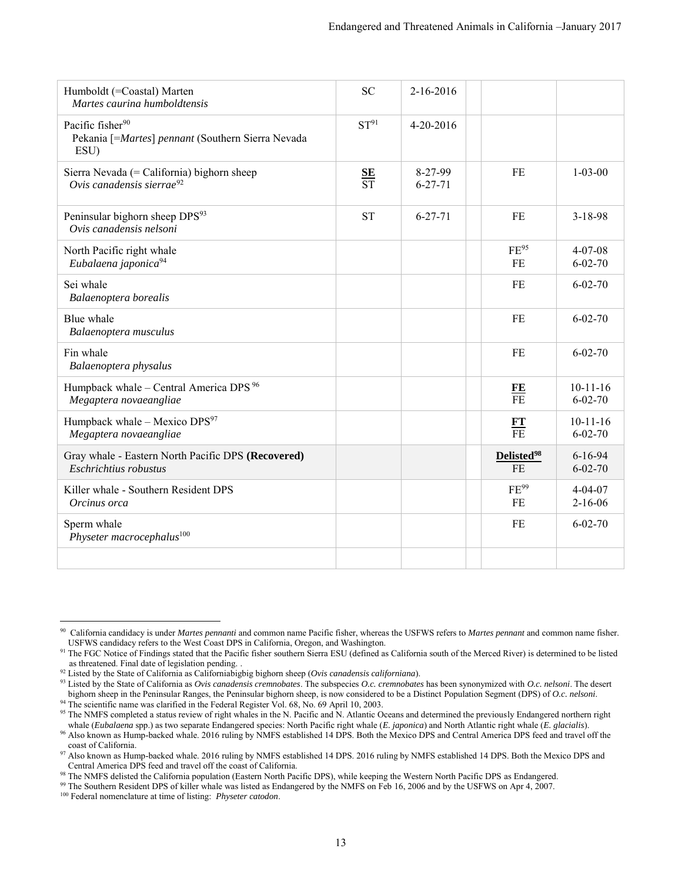| | | | | | |
|---|---|---|---|---|---|
| Humboldt (=Coastal) Marten *Martes caurina humboldtensis* | SC | 2-16-2016 | | | |
| Pacific fisher[90] Pekania [=*Martes*] *pennant* (Southern Sierra Nevada ESU) | ST[91] | 4-20-2016 | | | |
| Sierra Nevada (= California) bighorn sheep *Ovis canadensis sierrae*[92] | **SE** ST | 8-27-99 6-27-71 | | FE | 1-03-00 |
| Peninsular bighorn sheep DPS[93] *Ovis canadensis nelsoni* | ST | 6-27-71 | | FE | 3-18-98 |
| North Pacific right whale *Eubalaena japonica*[94] | | | | FE[95] FE | 4-07-08 6-02-70 |
| Sei whale *Balaenoptera borealis* | | | | FE | 6-02-70 |
| Blue whale *Balaenoptera musculus* | | | | FE | 6-02-70 |
| Fin whale *Balaenoptera physalus* | | | | FE | 6-02-70 |
| Humpback whale – Central America DPS [96] *Megaptera novaeangliae* | | | | **FE** FE | 10-11-16 6-02-70 |
| Humpback whale – Mexico DPS[97] *Megaptera novaeangliae* | | | | **FT** FE | 10-11-16 6-02-70 |
| Gray whale - Eastern North Pacific DPS **(Recovered)** *Eschrichtius robustus* | | | | **Delisted[98]** FE | 6-16-94 6-02-70 |
| Killer whale - Southern Resident DPS *Orcinus orca* | | | | FE[99] FE | 4-04-07 2-16-06 |
| Sperm whale *Physeter macrocephalus*[100] | | | | FE | 6-02-70 |
| | | | | | |

[90] California candidacy is under *Martes pennanti* and common name Pacific fisher, whereas the USFWS refers to *Martes pennant* and common name fisher. USFWS candidacy refers to the West Coast DPS in California, Oregon, and Washington.

[91] The FGC Notice of Findings stated that the Pacific fisher southern Sierra ESU (defined as California south of the Merced River) is determined to be listed as threatened. Final date of legislation pending. .

[92] Listed by the State of California as Californiabigbig bighorn sheep (*Ovis canadensis californiana*).

[93] Listed by the State of California as *Ovis canadensis cremnobates*. The subspecies *O.c. cremnobates* has been synonymized with *O.c. nelsoni*. The desert bighorn sheep in the Peninsular Ranges, the Peninsular bighorn sheep, is now considered to be a Distinct Population Segment (DPS) of *O.c. nelsoni*.

[94] The scientific name was clarified in the Federal Register Vol. 68, No. 69 April 10, 2003.

[95] The NMFS completed a status review of right whales in the N. Pacific and N. Atlantic Oceans and determined the previously Endangered northern right whale (*Eubalaena* spp.) as two separate Endangered species: North Pacific right whale (*E. japonica*) and North Atlantic right whale (*E. glacialis*).

[96] Also known as Hump-backed whale. 2016 ruling by NMFS established 14 DPS. Both the Mexico DPS and Central America DPS feed and travel off the coast of California.

[97] Also known as Hump-backed whale. 2016 ruling by NMFS established 14 DPS. 2016 ruling by NMFS established 14 DPS. Both the Mexico DPS and Central America DPS feed and travel off the coast of California.

[98] The NMFS delisted the California population (Eastern North Pacific DPS), while keeping the Western North Pacific DPS as Endangered.

[99] The Southern Resident DPS of killer whale was listed as Endangered by the NMFS on Feb 16, 2006 and by the USFWS on Apr 4, 2007.

[100] Federal nomenclature at time of listing: *Physeter catodon*.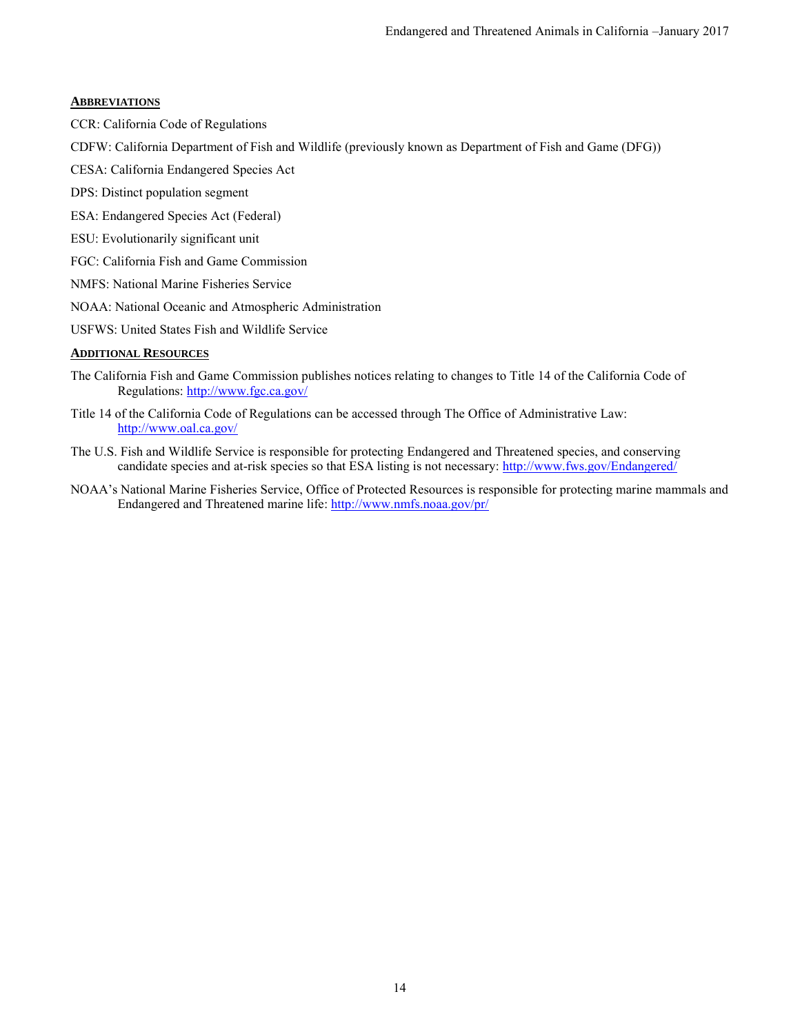## ABBREVIATIONS

CCR: California Code of Regulations

CDFW: California Department of Fish and Wildlife (previously known as Department of Fish and Game (DFG))

CESA: California Endangered Species Act

DPS: Distinct population segment

ESA: Endangered Species Act (Federal)

ESU: Evolutionarily significant unit

FGC: California Fish and Game Commission

NMFS: National Marine Fisheries Service

NOAA: National Oceanic and Atmospheric Administration

USFWS: United States Fish and Wildlife Service

## ADDITIONAL RESOURCES

The California Fish and Game Commission publishes notices relating to changes to Title 14 of the California Code of Regulations: http://www.fgc.ca.gov/

Title 14 of the California Code of Regulations can be accessed through The Office of Administrative Law: http://www.oal.ca.gov/

The U.S. Fish and Wildlife Service is responsible for protecting Endangered and Threatened species, and conserving candidate species and at-risk species so that ESA listing is not necessary: http://www.fws.gov/Endangered/

NOAA's National Marine Fisheries Service, Office of Protected Resources is responsible for protecting marine mammals and Endangered and Threatened marine life: http://www.nmfs.noaa.gov/pr/